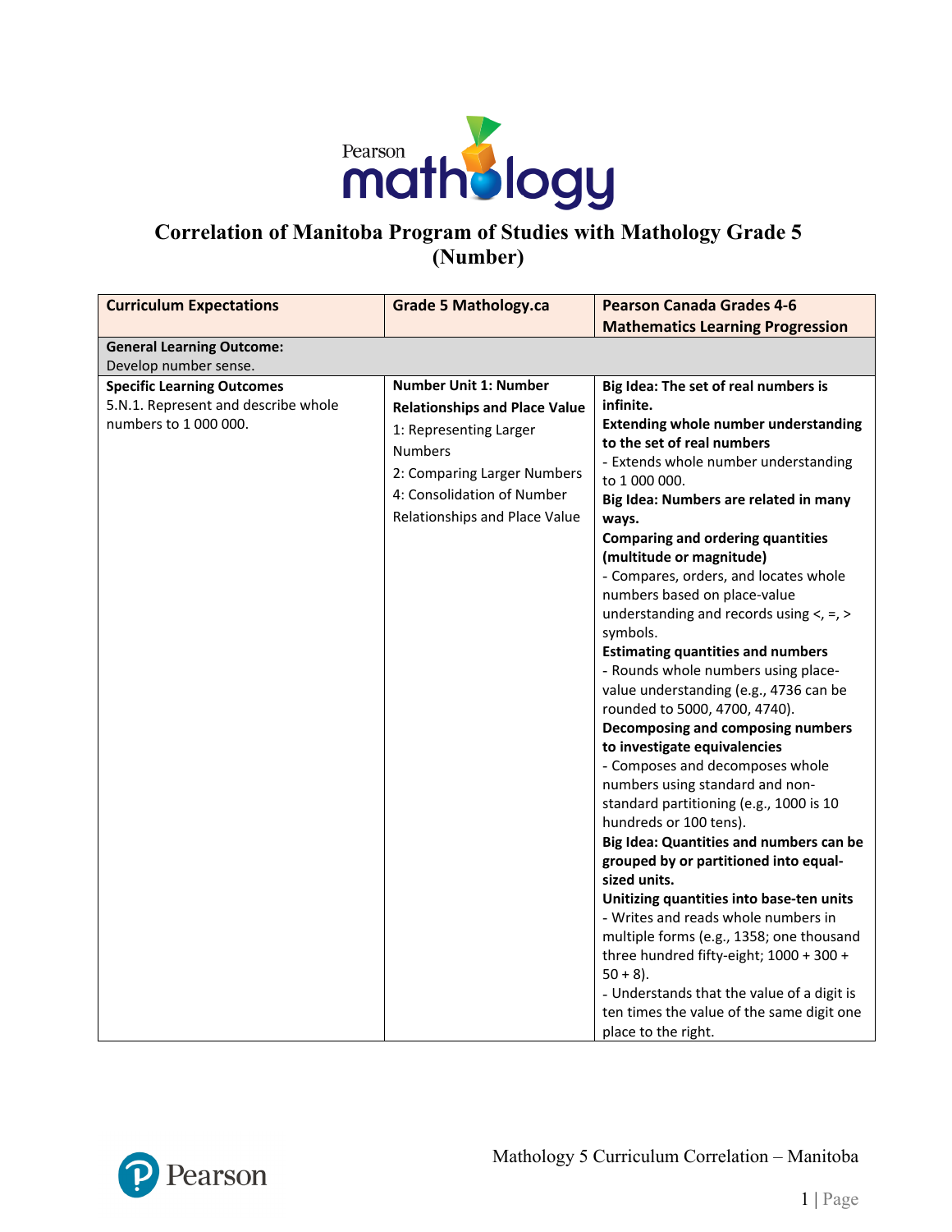# Correlation of Manitoba Program of Studies with Mathology Grade 5 (Number)

| Curriculum Expectations | Grade 5 Mathology.ca | Pearson Canada Grades 4-6 Mathematics Learning Progression |
|---|---|---|
| **General Learning Outcome:**<br>Develop number sense. | | |
| **Specific Learning Outcomes**<br>5.N.1. Represent and describe whole numbers to 1 000 000. | **Number Unit 1: Number Relationships and Place Value**<br>1: Representing Larger Numbers<br>2: Comparing Larger Numbers<br>4: Consolidation of Number Relationships and Place Value | **Big Idea: The set of real numbers is infinite.**<br>**Extending whole number understanding to the set of real numbers**<br>- Extends whole number understanding to 1 000 000.<br>**Big Idea: Numbers are related in many ways.**<br>**Comparing and ordering quantities (multitude or magnitude)**<br>- Compares, orders, and locates whole numbers based on place-value understanding and records using <, =, > symbols.<br>**Estimating quantities and numbers**<br>- Rounds whole numbers using place-value understanding (e.g., 4736 can be rounded to 5000, 4700, 4740).<br>**Decomposing and composing numbers to investigate equivalencies**<br>- Composes and decomposes whole numbers using standard and non-standard partitioning (e.g., 1000 is 10 hundreds or 100 tens).<br>**Big Idea: Quantities and numbers can be grouped by or partitioned into equal-sized units.**<br>**Unitizing quantities into base-ten units**<br>- Writes and reads whole numbers in multiple forms (e.g., 1358; one thousand three hundred fifty-eight; 1000 + 300 + 50 + 8).<br>- Understands that the value of a digit is ten times the value of the same digit one place to the right. |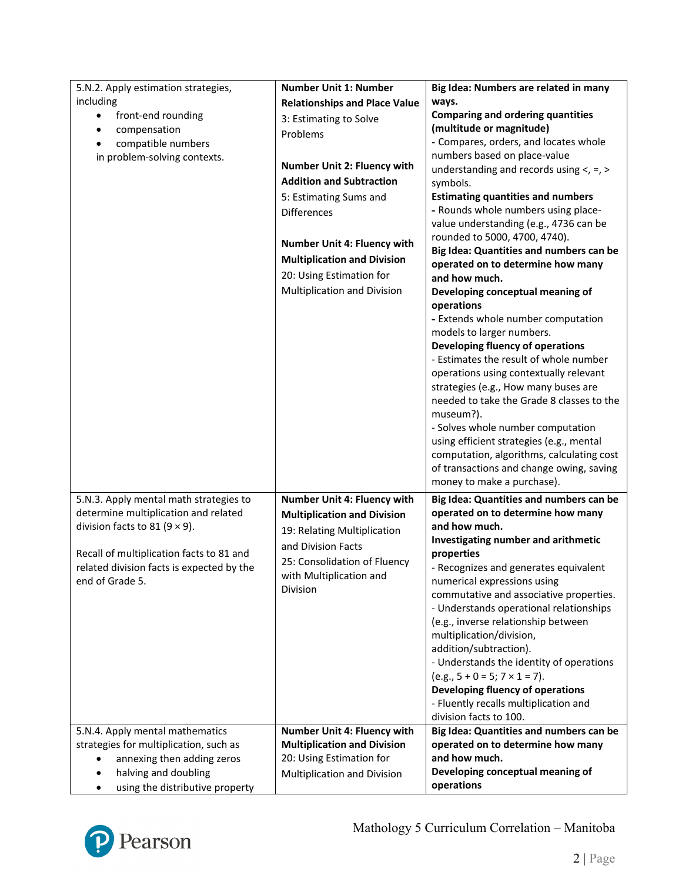| | | |
|---|---|---|
| 5.N.2. Apply estimation strategies, including<br>• front-end rounding<br>• compensation<br>• compatible numbers<br>in problem-solving contexts. | **Number Unit 1: Number Relationships and Place Value**<br>3: Estimating to Solve Problems<br><br>**Number Unit 2: Fluency with Addition and Subtraction**<br>5: Estimating Sums and Differences<br><br>**Number Unit 4: Fluency with Multiplication and Division**<br>20: Using Estimation for Multiplication and Division | **Big Idea: Numbers are related in many ways.**<br>**Comparing and ordering quantities (multitude or magnitude)**<br>- Compares, orders, and locates whole numbers based on place-value understanding and records using <, =, > symbols.<br>**Estimating quantities and numbers**<br>- Rounds whole numbers using place-value understanding (e.g., 4736 can be rounded to 5000, 4700, 4740).<br>**Big Idea: Quantities and numbers can be operated on to determine how many and how much.**<br>**Developing conceptual meaning of operations**<br>- Extends whole number computation models to larger numbers.<br>**Developing fluency of operations**<br>- Estimates the result of whole number operations using contextually relevant strategies (e.g., How many buses are needed to take the Grade 8 classes to the museum?).<br>- Solves whole number computation using efficient strategies (e.g., mental computation, algorithms, calculating cost of transactions and change owing, saving money to make a purchase). |
| 5.N.3. Apply mental math strategies to determine multiplication and related division facts to 81 (9 × 9).<br><br>Recall of multiplication facts to 81 and related division facts is expected by the end of Grade 5. | **Number Unit 4: Fluency with Multiplication and Division**<br>19: Relating Multiplication and Division Facts<br>25: Consolidation of Fluency with Multiplication and Division | **Big Idea: Quantities and numbers can be operated on to determine how many and how much.**<br>**Investigating number and arithmetic properties**<br>- Recognizes and generates equivalent numerical expressions using commutative and associative properties.<br>- Understands operational relationships (e.g., inverse relationship between multiplication/division, addition/subtraction).<br>- Understands the identity of operations (e.g., 5 + 0 = 5; 7 × 1 = 7).<br>**Developing fluency of operations**<br>- Fluently recalls multiplication and division facts to 100. |
| 5.N.4. Apply mental mathematics strategies for multiplication, such as<br>• annexing then adding zeros<br>• halving and doubling<br>• using the distributive property | **Number Unit 4: Fluency with Multiplication and Division**<br>20: Using Estimation for Multiplication and Division | **Big Idea: Quantities and numbers can be operated on to determine how many and how much.**<br>**Developing conceptual meaning of operations** |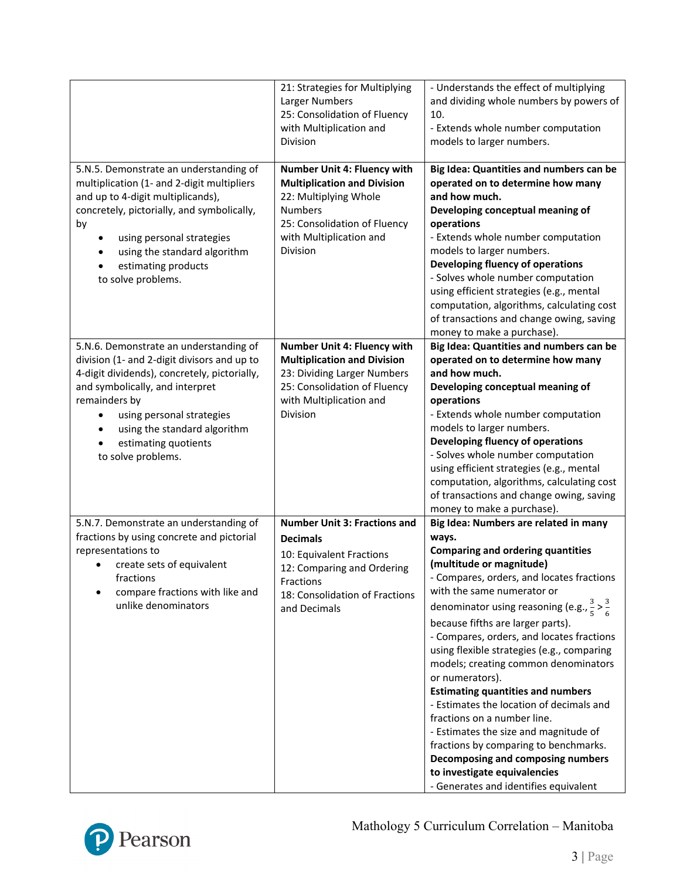| | | |
|---|---|---|
| | 21: Strategies for Multiplying Larger Numbers<br>25: Consolidation of Fluency with Multiplication and Division | - Understands the effect of multiplying and dividing whole numbers by powers of 10.<br>- Extends whole number computation models to larger numbers. |
| 5.N.5. Demonstrate an understanding of multiplication (1- and 2-digit multipliers and up to 4-digit multiplicands), concretely, pictorially, and symbolically, by<br>• using personal strategies<br>• using the standard algorithm<br>• estimating products<br>to solve problems. | **Number Unit 4: Fluency with Multiplication and Division**<br>22: Multiplying Whole Numbers<br>25: Consolidation of Fluency with Multiplication and Division | **Big Idea: Quantities and numbers can be operated on to determine how many and how much.**<br>**Developing conceptual meaning of operations**<br>- Extends whole number computation models to larger numbers.<br>**Developing fluency of operations**<br>- Solves whole number computation using efficient strategies (e.g., mental computation, algorithms, calculating cost of transactions and change owing, saving money to make a purchase). |
| 5.N.6. Demonstrate an understanding of division (1- and 2-digit divisors and up to 4-digit dividends), concretely, pictorially, and symbolically, and interpret remainders by<br>• using personal strategies<br>• using the standard algorithm<br>• estimating quotients<br>to solve problems. | **Number Unit 4: Fluency with Multiplication and Division**<br>23: Dividing Larger Numbers<br>25: Consolidation of Fluency with Multiplication and Division | **Big Idea: Quantities and numbers can be operated on to determine how many and how much.**<br>**Developing conceptual meaning of operations**<br>- Extends whole number computation models to larger numbers.<br>**Developing fluency of operations**<br>- Solves whole number computation using efficient strategies (e.g., mental computation, algorithms, calculating cost of transactions and change owing, saving money to make a purchase). |
| 5.N.7. Demonstrate an understanding of fractions by using concrete and pictorial representations to<br>• create sets of equivalent fractions<br>• compare fractions with like and unlike denominators | **Number Unit 3: Fractions and Decimals**<br>10: Equivalent Fractions<br>12: Comparing and Ordering Fractions<br>18: Consolidation of Fractions and Decimals | **Big Idea: Numbers are related in many ways.**<br>**Comparing and ordering quantities (multitude or magnitude)**<br>- Compares, orders, and locates fractions with the same numerator or denominator using reasoning (e.g., $\frac{3}{5} > \frac{3}{6}$ because fifths are larger parts).<br>- Compares, orders, and locates fractions using flexible strategies (e.g., comparing models; creating common denominators or numerators).<br>**Estimating quantities and numbers**<br>- Estimates the location of decimals and fractions on a number line.<br>- Estimates the size and magnitude of fractions by comparing to benchmarks.<br>**Decomposing and composing numbers to investigate equivalencies**<br>- Generates and identifies equivalent |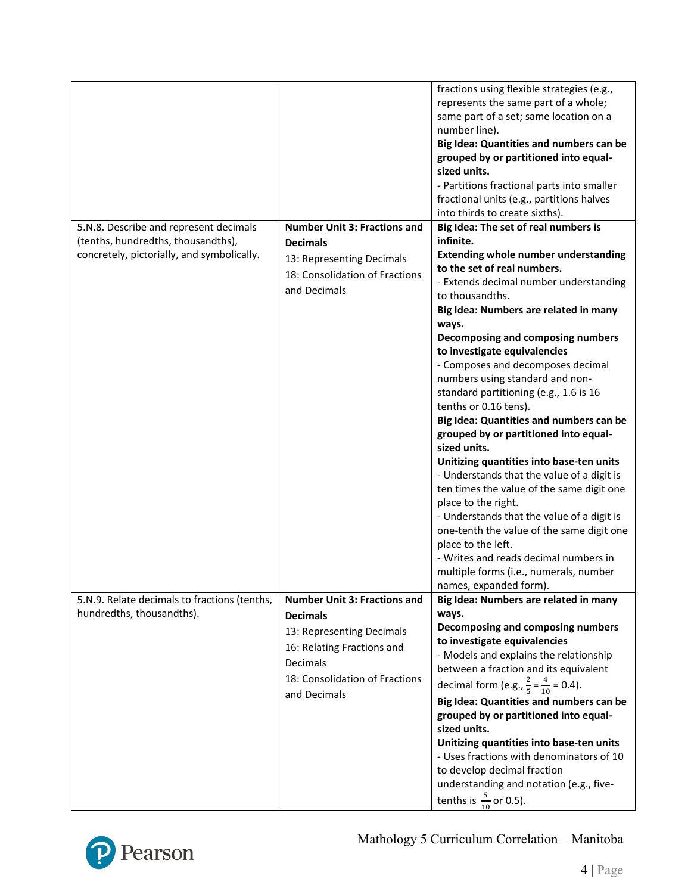| | | |
|---|---|---|
| | | fractions using flexible strategies (e.g., represents the same part of a whole; same part of a set; same location on a number line).<br>**Big Idea: Quantities and numbers can be grouped by or partitioned into equal-sized units.**<br>- Partitions fractional parts into smaller fractional units (e.g., partitions halves into thirds to create sixths). |
| 5.N.8. Describe and represent decimals (tenths, hundredths, thousandths), concretely, pictorially, and symbolically. | **Number Unit 3: Fractions and Decimals**<br>13: Representing Decimals<br>18: Consolidation of Fractions and Decimals | **Big Idea: The set of real numbers is infinite.**<br>**Extending whole number understanding to the set of real numbers.**<br>- Extends decimal number understanding to thousandths.<br>**Big Idea: Numbers are related in many ways.**<br>**Decomposing and composing numbers to investigate equivalencies**<br>- Composes and decomposes decimal numbers using standard and non-standard partitioning (e.g., 1.6 is 16 tenths or 0.16 tens).<br>**Big Idea: Quantities and numbers can be grouped by or partitioned into equal-sized units.**<br>**Unitizing quantities into base-ten units**<br>- Understands that the value of a digit is ten times the value of the same digit one place to the right.<br>- Understands that the value of a digit is one-tenth the value of the same digit one place to the left.<br>- Writes and reads decimal numbers in multiple forms (i.e., numerals, number names, expanded form). |
| 5.N.9. Relate decimals to fractions (tenths, hundredths, thousandths). | **Number Unit 3: Fractions and Decimals**<br>13: Representing Decimals<br>16: Relating Fractions and Decimals<br>18: Consolidation of Fractions and Decimals | **Big Idea: Numbers are related in many ways.**<br>**Decomposing and composing numbers to investigate equivalencies**<br>- Models and explains the relationship between a fraction and its equivalent decimal form (e.g., $\frac{2}{5} = \frac{4}{10} = 0.4$).<br>**Big Idea: Quantities and numbers can be grouped by or partitioned into equal-sized units.**<br>**Unitizing quantities into base-ten units**<br>- Uses fractions with denominators of 10 to develop decimal fraction understanding and notation (e.g., five-tenths is $\frac{5}{10}$ or 0.5). |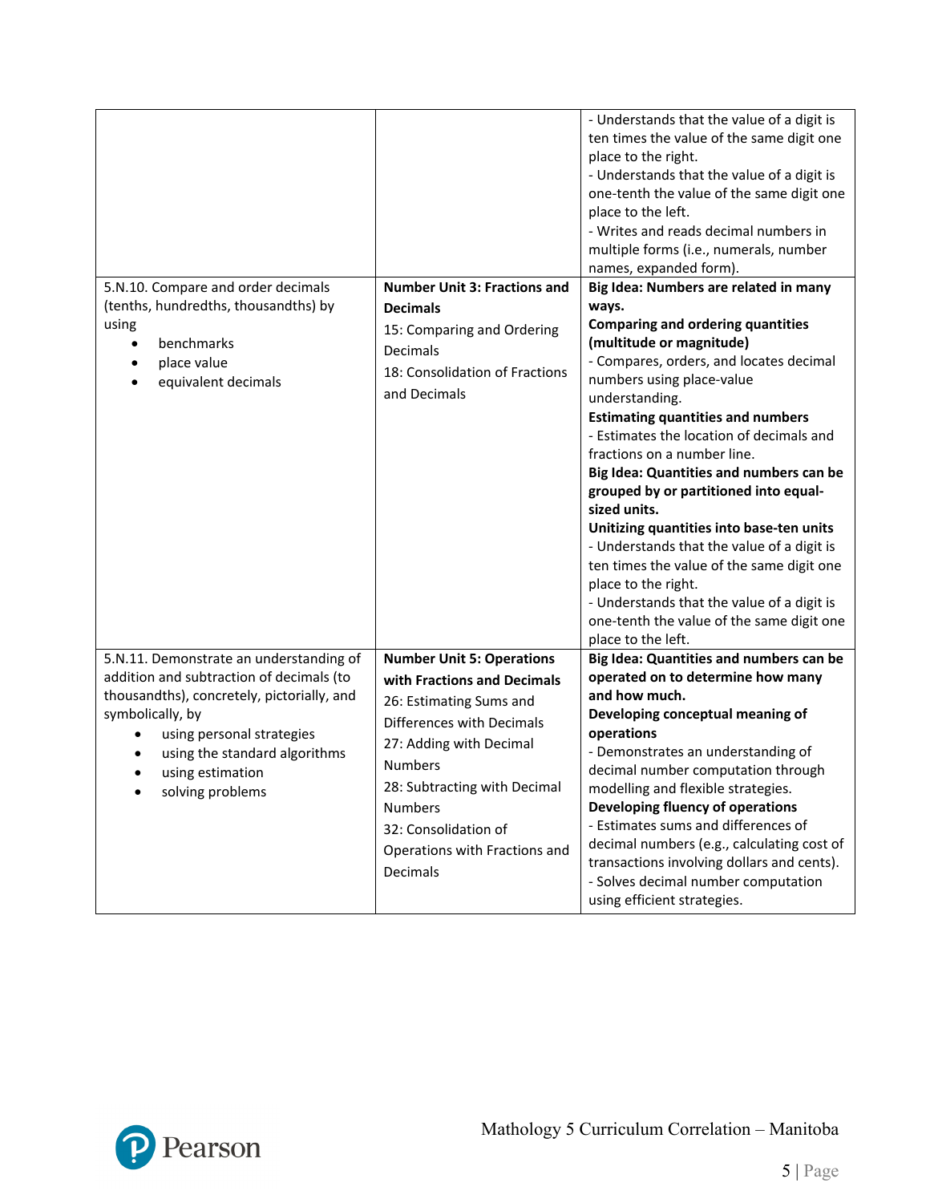| | | |
|---|---|---|
| | | - Understands that the value of a digit is ten times the value of the same digit one place to the right.<br>- Understands that the value of a digit is one-tenth the value of the same digit one place to the left.<br>- Writes and reads decimal numbers in multiple forms (i.e., numerals, number names, expanded form). |
| 5.N.10. Compare and order decimals (tenths, hundredths, thousandths) by using<br>• benchmarks<br>• place value<br>• equivalent decimals | **Number Unit 3: Fractions and Decimals**<br>15: Comparing and Ordering Decimals<br>18: Consolidation of Fractions and Decimals | **Big Idea: Numbers are related in many ways.**<br>**Comparing and ordering quantities (multitude or magnitude)**<br>- Compares, orders, and locates decimal numbers using place-value understanding.<br>**Estimating quantities and numbers**<br>- Estimates the location of decimals and fractions on a number line.<br>**Big Idea: Quantities and numbers can be grouped by or partitioned into equal-sized units.**<br>**Unitizing quantities into base-ten units**<br>- Understands that the value of a digit is ten times the value of the same digit one place to the right.<br>- Understands that the value of a digit is one-tenth the value of the same digit one place to the left. |
| 5.N.11. Demonstrate an understanding of addition and subtraction of decimals (to thousandths), concretely, pictorially, and symbolically, by<br>• using personal strategies<br>• using the standard algorithms<br>• using estimation<br>• solving problems | **Number Unit 5: Operations with Fractions and Decimals**<br>26: Estimating Sums and Differences with Decimals<br>27: Adding with Decimal Numbers<br>28: Subtracting with Decimal Numbers<br>32: Consolidation of Operations with Fractions and Decimals | **Big Idea: Quantities and numbers can be operated on to determine how many and how much.**<br>**Developing conceptual meaning of operations**<br>- Demonstrates an understanding of decimal number computation through modelling and flexible strategies.<br>**Developing fluency of operations**<br>- Estimates sums and differences of decimal numbers (e.g., calculating cost of transactions involving dollars and cents).<br>- Solves decimal number computation using efficient strategies. |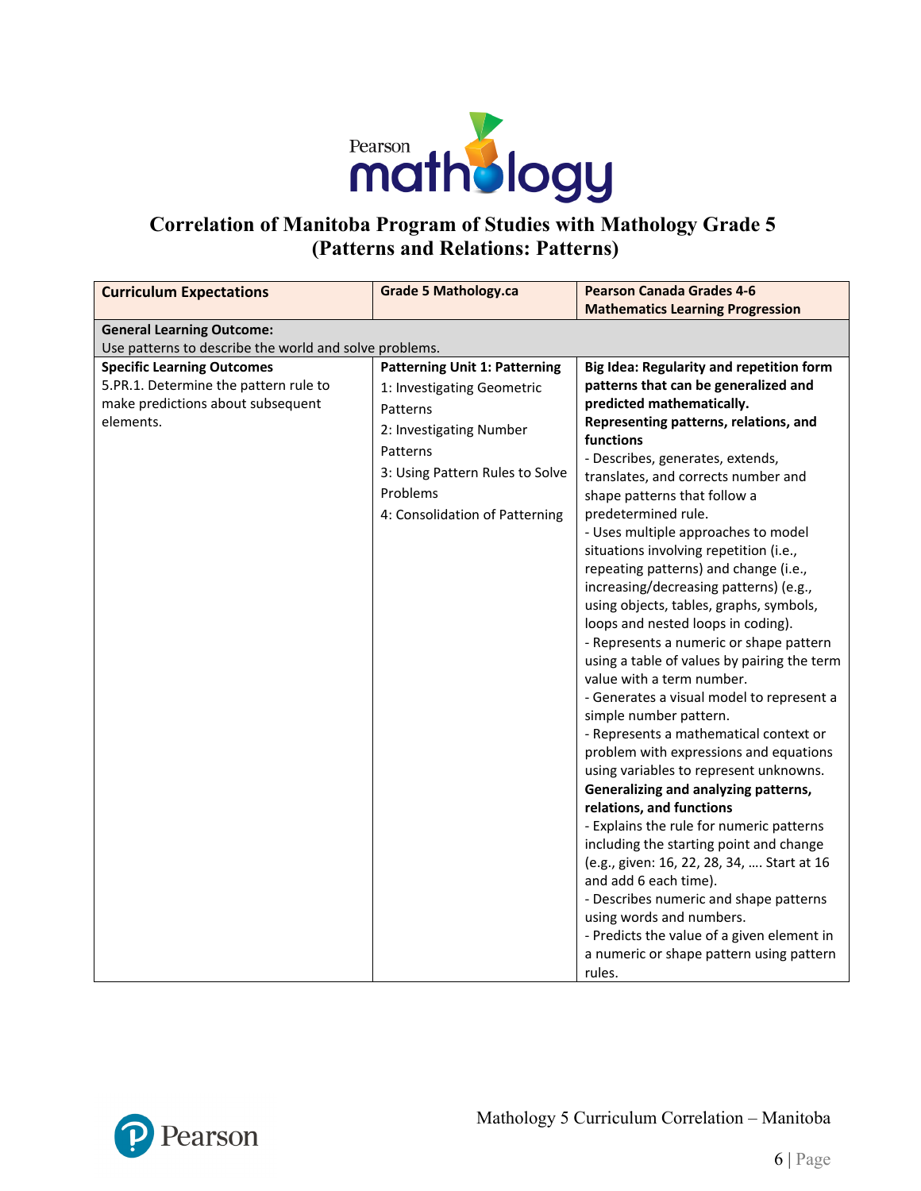# Correlation of Manitoba Program of Studies with Mathology Grade 5 (Patterns and Relations: Patterns)

| Curriculum Expectations | Grade 5 Mathology.ca | Pearson Canada Grades 4-6 Mathematics Learning Progression |
|---|---|---|
| **General Learning Outcome:**<br>Use patterns to describe the world and solve problems. | | |
| **Specific Learning Outcomes**<br>5.PR.1. Determine the pattern rule to make predictions about subsequent elements. | **Patterning Unit 1: Patterning**<br>1: Investigating Geometric Patterns<br>2: Investigating Number Patterns<br>3: Using Pattern Rules to Solve Problems<br>4: Consolidation of Patterning | **Big Idea: Regularity and repetition form patterns that can be generalized and predicted mathematically.**<br>**Representing patterns, relations, and functions**<br>- Describes, generates, extends, translates, and corrects number and shape patterns that follow a predetermined rule.<br>- Uses multiple approaches to model situations involving repetition (i.e., repeating patterns) and change (i.e., increasing/decreasing patterns) (e.g., using objects, tables, graphs, symbols, loops and nested loops in coding).<br>- Represents a numeric or shape pattern using a table of values by pairing the term value with a term number.<br>- Generates a visual model to represent a simple number pattern.<br>- Represents a mathematical context or problem with expressions and equations using variables to represent unknowns.<br>**Generalizing and analyzing patterns, relations, and functions**<br>- Explains the rule for numeric patterns including the starting point and change (e.g., given: 16, 22, 28, 34, …. Start at 16 and add 6 each time).<br>- Describes numeric and shape patterns using words and numbers.<br>- Predicts the value of a given element in a numeric or shape pattern using pattern rules. |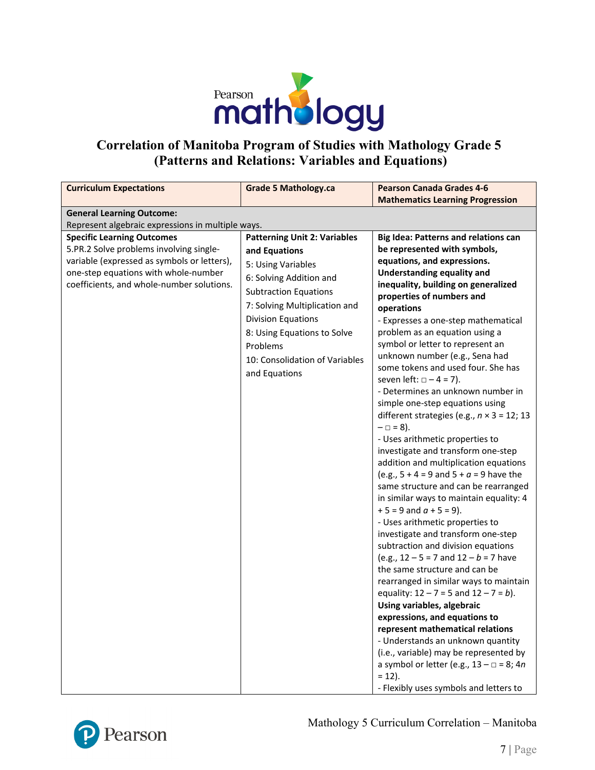# Correlation of Manitoba Program of Studies with Mathology Grade 5 (Patterns and Relations: Variables and Equations)

| Curriculum Expectations | Grade 5 Mathology.ca | Pearson Canada Grades 4-6 Mathematics Learning Progression |
|---|---|---|
| **General Learning Outcome:** Represent algebraic expressions in multiple ways. | | |
| **Specific Learning Outcomes**<br>5.PR.2 Solve problems involving single-variable (expressed as symbols or letters), one-step equations with whole-number coefficients, and whole-number solutions. | **Patterning Unit 2: Variables and Equations**<br>5: Using Variables<br>6: Solving Addition and Subtraction Equations<br>7: Solving Multiplication and Division Equations<br>8: Using Equations to Solve Problems<br>10: Consolidation of Variables and Equations | **Big Idea: Patterns and relations can be represented with symbols, equations, and expressions. Understanding equality and inequality, building on generalized properties of numbers and operations**<br>- Expresses a one-step mathematical problem as an equation using a symbol or letter to represent an unknown number (e.g., Sena had some tokens and used four. She has seven left: □ – 4 = 7).<br>- Determines an unknown number in simple one-step equations using different strategies (e.g., $n \times 3 = 12$; 13 – □ = 8).<br>- Uses arithmetic properties to investigate and transform one-step addition and multiplication equations (e.g., 5 + 4 = 9 and 5 + $a$ = 9 have the same structure and can be rearranged in similar ways to maintain equality: 4 + 5 = 9 and $a$ + 5 = 9).<br>- Uses arithmetic properties to investigate and transform one-step subtraction and division equations (e.g., 12 – 5 = 7 and 12 – $b$ = 7 have the same structure and can be rearranged in similar ways to maintain equality: 12 – 7 = 5 and 12 – 7 = $b$).<br>**Using variables, algebraic expressions, and equations to represent mathematical relations**<br>- Understands an unknown quantity (i.e., variable) may be represented by a symbol or letter (e.g., 13 – □ = 8; $4n$ = 12).<br>- Flexibly uses symbols and letters to |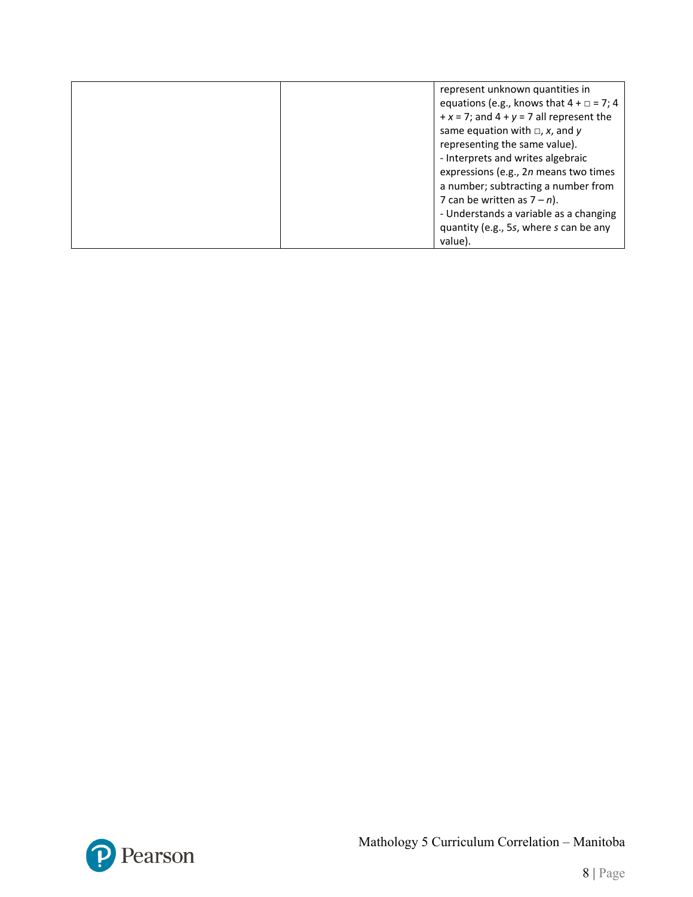| | | |
|---|---|---|
| | | represent unknown quantities in equations (e.g., knows that $4 + \square = 7$; $4 + x = 7$; and $4 + y = 7$ all represent the same equation with $\square$, $x$, and $y$ representing the same value).<br>- Interprets and writes algebraic expressions (e.g., $2n$ means two times a number; subtracting a number from 7 can be written as $7 – n$).<br>- Understands a variable as a changing quantity (e.g., $5s$, where $s$ can be any value). |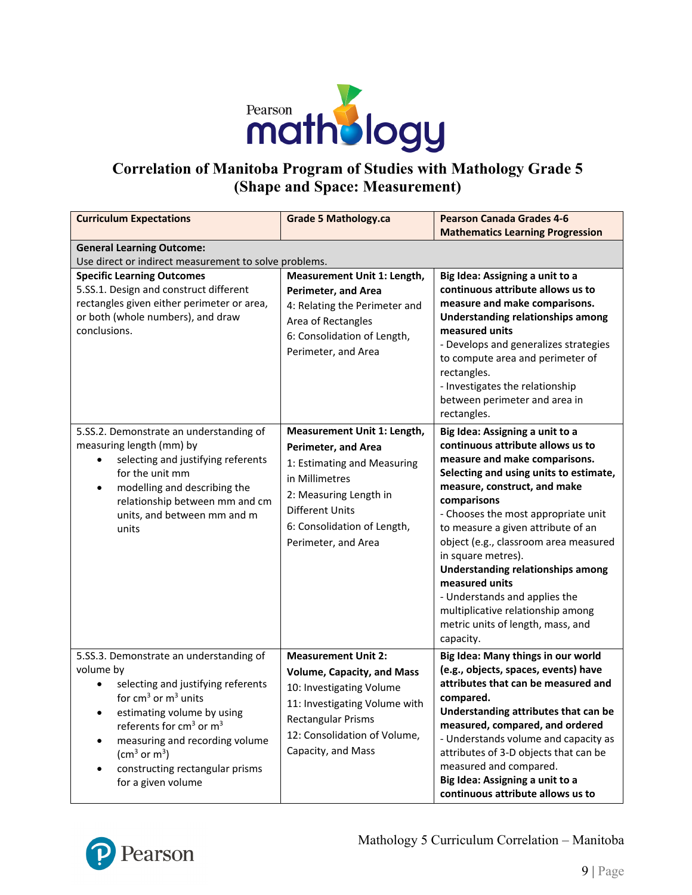# Correlation of Manitoba Program of Studies with Mathology Grade 5 (Shape and Space: Measurement)

| Curriculum Expectations | Grade 5 Mathology.ca | Pearson Canada Grades 4-6 Mathematics Learning Progression |
|---|---|---|
| **General Learning Outcome:** Use direct or indirect measurement to solve problems. | | |
| **Specific Learning Outcomes**<br>5.SS.1. Design and construct different rectangles given either perimeter or area, or both (whole numbers), and draw conclusions. | **Measurement Unit 1: Length, Perimeter, and Area**<br>4: Relating the Perimeter and Area of Rectangles<br>6: Consolidation of Length, Perimeter, and Area | **Big Idea: Assigning a unit to a continuous attribute allows us to measure and make comparisons.**<br>**Understanding relationships among measured units**<br>- Develops and generalizes strategies to compute area and perimeter of rectangles.<br>- Investigates the relationship between perimeter and area in rectangles. |
| 5.SS.2. Demonstrate an understanding of measuring length (mm) by<br>• selecting and justifying referents for the unit mm<br>• modelling and describing the relationship between mm and cm units, and between mm and m units | **Measurement Unit 1: Length, Perimeter, and Area**<br>1: Estimating and Measuring in Millimetres<br>2: Measuring Length in Different Units<br>6: Consolidation of Length, Perimeter, and Area | **Big Idea: Assigning a unit to a continuous attribute allows us to measure and make comparisons.**<br>**Selecting and using units to estimate, measure, construct, and make comparisons**<br>- Chooses the most appropriate unit to measure a given attribute of an object (e.g., classroom area measured in square metres).<br>**Understanding relationships among measured units**<br>- Understands and applies the multiplicative relationship among metric units of length, mass, and capacity. |
| 5.SS.3. Demonstrate an understanding of volume by<br>• selecting and justifying referents for $cm^3$ or $m^3$ units<br>• estimating volume by using referents for $cm^3$ or $m^3$<br>• measuring and recording volume ($cm^3$ or $m^3$)<br>• constructing rectangular prisms for a given volume | **Measurement Unit 2: Volume, Capacity, and Mass**<br>10: Investigating Volume<br>11: Investigating Volume with Rectangular Prisms<br>12: Consolidation of Volume, Capacity, and Mass | **Big Idea: Many things in our world (e.g., objects, spaces, events) have attributes that can be measured and compared.**<br>**Understanding attributes that can be measured, compared, and ordered**<br>- Understands volume and capacity as attributes of 3-D objects that can be measured and compared.<br>**Big Idea: Assigning a unit to a continuous attribute allows us to** |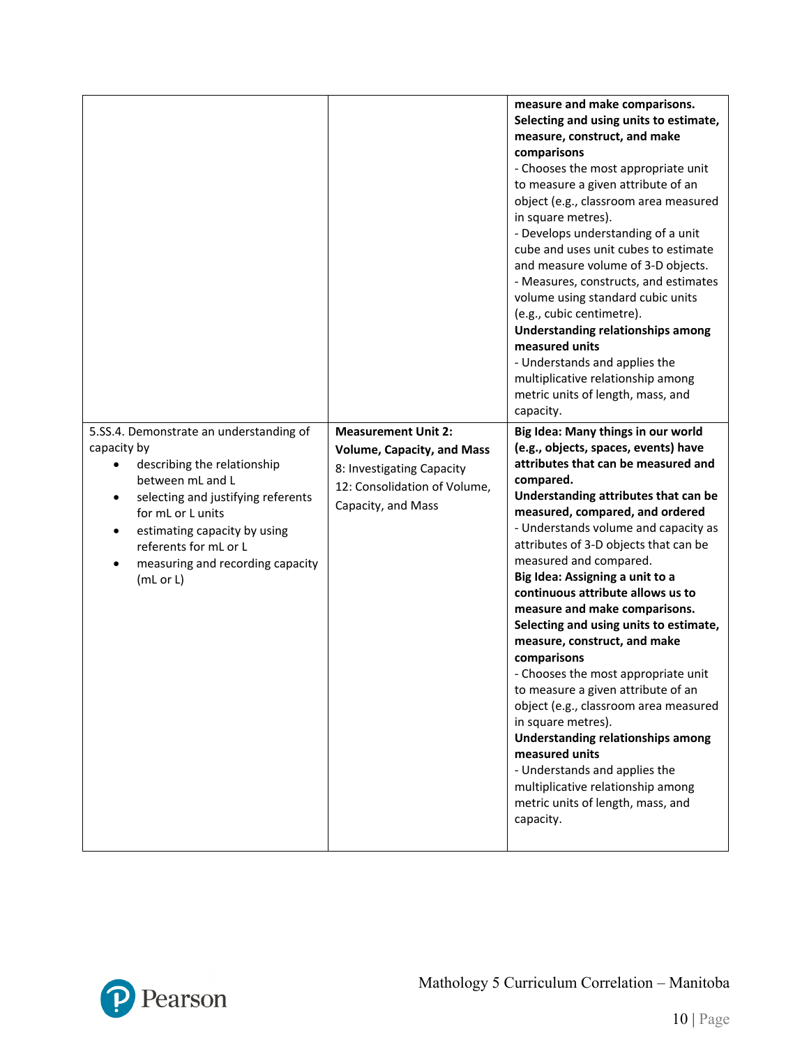| | | |
|---|---|---|
| | | **measure and make comparisons.** **Selecting and using units to estimate, measure, construct, and make comparisons**<br>- Chooses the most appropriate unit to measure a given attribute of an object (e.g., classroom area measured in square metres).<br>- Develops understanding of a unit cube and uses unit cubes to estimate and measure volume of 3-D objects.<br>- Measures, constructs, and estimates volume using standard cubic units (e.g., cubic centimetre).<br>**Understanding relationships among measured units**<br>- Understands and applies the multiplicative relationship among metric units of length, mass, and capacity. |
| 5.SS.4. Demonstrate an understanding of capacity by<br>• describing the relationship between mL and L<br>• selecting and justifying referents for mL or L units<br>• estimating capacity by using referents for mL or L<br>• measuring and recording capacity (mL or L) | **Measurement Unit 2: Volume, Capacity, and Mass**<br>8: Investigating Capacity<br>12: Consolidation of Volume, Capacity, and Mass | **Big Idea: Many things in our world (e.g., objects, spaces, events) have attributes that can be measured and compared.**<br>**Understanding attributes that can be measured, compared, and ordered**<br>- Understands volume and capacity as attributes of 3-D objects that can be measured and compared.<br>**Big Idea: Assigning a unit to a continuous attribute allows us to measure and make comparisons.**<br>**Selecting and using units to estimate, measure, construct, and make comparisons**<br>- Chooses the most appropriate unit to measure a given attribute of an object (e.g., classroom area measured in square metres).<br>**Understanding relationships among measured units**<br>- Understands and applies the multiplicative relationship among metric units of length, mass, and capacity. |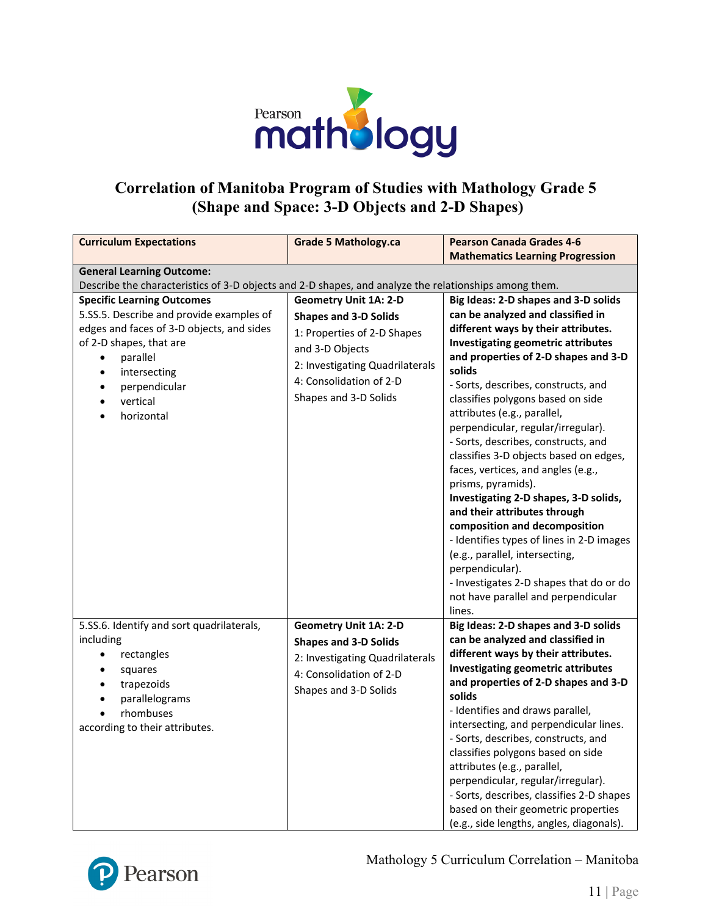# Correlation of Manitoba Program of Studies with Mathology Grade 5 (Shape and Space: 3-D Objects and 2-D Shapes)

| Curriculum Expectations | Grade 5 Mathology.ca | Pearson Canada Grades 4-6 Mathematics Learning Progression |
|---|---|---|
| **General Learning Outcome:** Describe the characteristics of 3-D objects and 2-D shapes, and analyze the relationships among them. | | |
| **Specific Learning Outcomes**<br>5.SS.5. Describe and provide examples of edges and faces of 3-D objects, and sides of 2-D shapes, that are<br>• parallel<br>• intersecting<br>• perpendicular<br>• vertical<br>• horizontal | **Geometry Unit 1A: 2-D Shapes and 3-D Solids**<br>1: Properties of 2-D Shapes and 3-D Objects<br>2: Investigating Quadrilaterals<br>4: Consolidation of 2-D Shapes and 3-D Solids | **Big Ideas: 2-D shapes and 3-D solids can be analyzed and classified in different ways by their attributes.**<br>**Investigating geometric attributes and properties of 2-D shapes and 3-D solids**<br>- Sorts, describes, constructs, and classifies polygons based on side attributes (e.g., parallel, perpendicular, regular/irregular).<br>- Sorts, describes, constructs, and classifies 3-D objects based on edges, faces, vertices, and angles (e.g., prisms, pyramids).<br>**Investigating 2-D shapes, 3-D solids, and their attributes through composition and decomposition**<br>- Identifies types of lines in 2-D images (e.g., parallel, intersecting, perpendicular).<br>- Investigates 2-D shapes that do or do not have parallel and perpendicular lines. |
| 5.SS.6. Identify and sort quadrilaterals, including<br>• rectangles<br>• squares<br>• trapezoids<br>• parallelograms<br>• rhombuses<br>according to their attributes. | **Geometry Unit 1A: 2-D Shapes and 3-D Solids**<br>2: Investigating Quadrilaterals<br>4: Consolidation of 2-D Shapes and 3-D Solids | **Big Ideas: 2-D shapes and 3-D solids can be analyzed and classified in different ways by their attributes.**<br>**Investigating geometric attributes and properties of 2-D shapes and 3-D solids**<br>- Identifies and draws parallel, intersecting, and perpendicular lines.<br>- Sorts, describes, constructs, and classifies polygons based on side attributes (e.g., parallel, perpendicular, regular/irregular).<br>- Sorts, describes, classifies 2-D shapes based on their geometric properties (e.g., side lengths, angles, diagonals). |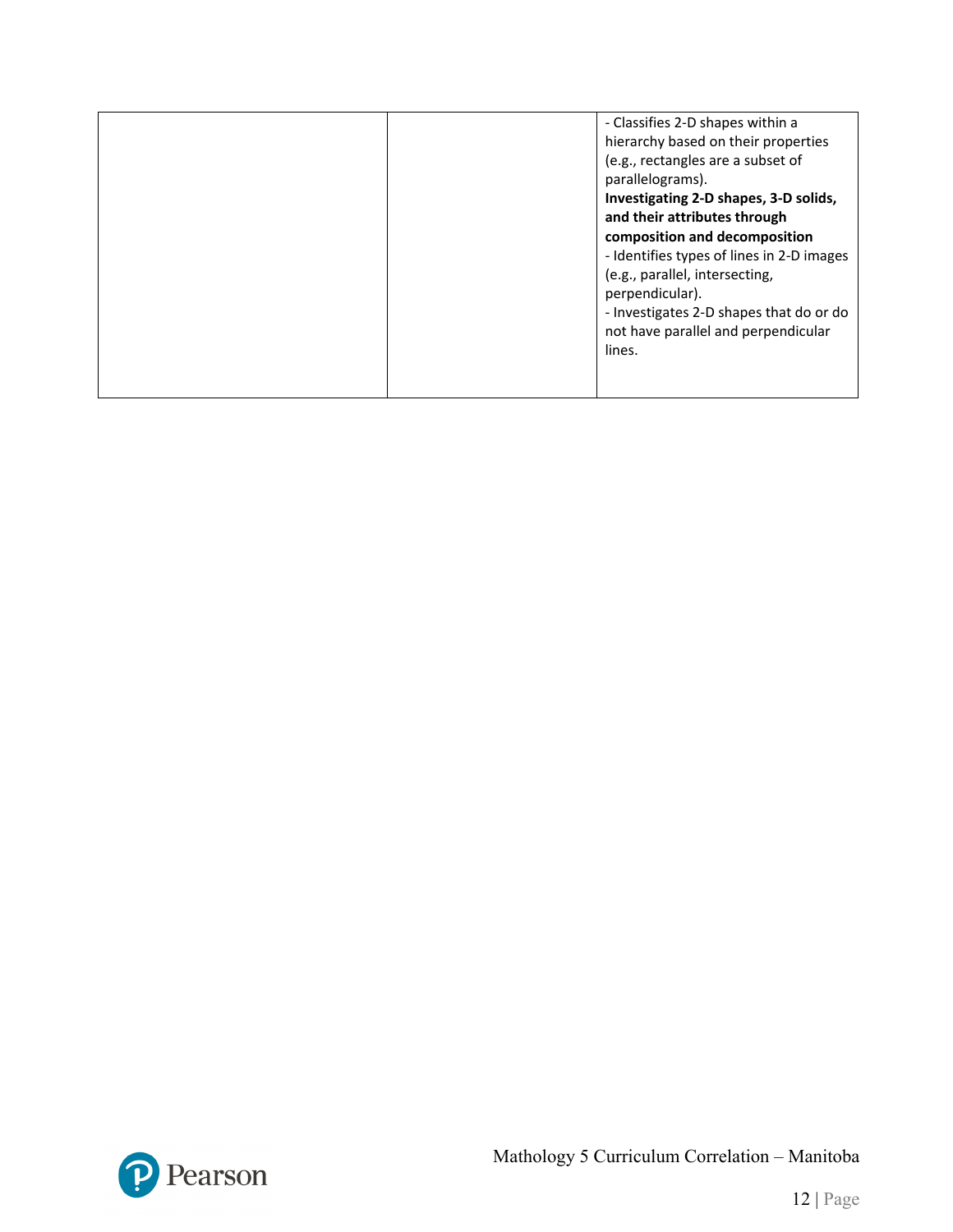| | | |
|---|---|---|
| | | - Classifies 2-D shapes within a hierarchy based on their properties (e.g., rectangles are a subset of parallelograms).<br>**Investigating 2-D shapes, 3-D solids, and their attributes through composition and decomposition**<br>- Identifies types of lines in 2-D images (e.g., parallel, intersecting, perpendicular).<br>- Investigates 2-D shapes that do or do not have parallel and perpendicular lines. |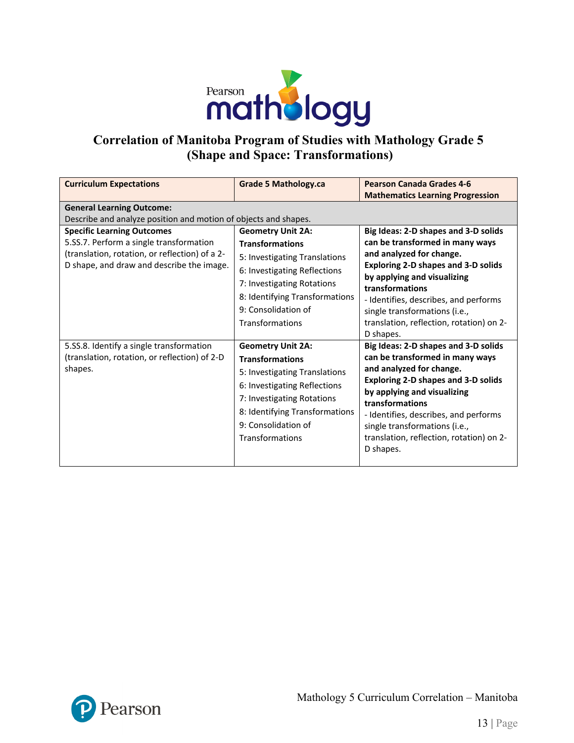# Correlation of Manitoba Program of Studies with Mathology Grade 5 (Shape and Space: Transformations)

| Curriculum Expectations | Grade 5 Mathology.ca | Pearson Canada Grades 4-6 Mathematics Learning Progression |
|---|---|---|
| **General Learning Outcome:** Describe and analyze position and motion of objects and shapes. | | |
| **Specific Learning Outcomes**<br>5.SS.7. Perform a single transformation (translation, rotation, or reflection) of a 2-D shape, and draw and describe the image. | **Geometry Unit 2A: Transformations**<br>5: Investigating Translations<br>6: Investigating Reflections<br>7: Investigating Rotations<br>8: Identifying Transformations<br>9: Consolidation of Transformations | **Big Ideas: 2-D shapes and 3-D solids can be transformed in many ways and analyzed for change.**<br>**Exploring 2-D shapes and 3-D solids by applying and visualizing transformations**<br>- Identifies, describes, and performs single transformations (i.e., translation, reflection, rotation) on 2-D shapes. |
| 5.SS.8. Identify a single transformation (translation, rotation, or reflection) of 2-D shapes. | **Geometry Unit 2A: Transformations**<br>5: Investigating Translations<br>6: Investigating Reflections<br>7: Investigating Rotations<br>8: Identifying Transformations<br>9: Consolidation of Transformations | **Big Ideas: 2-D shapes and 3-D solids can be transformed in many ways and analyzed for change.**<br>**Exploring 2-D shapes and 3-D solids by applying and visualizing transformations**<br>- Identifies, describes, and performs single transformations (i.e., translation, reflection, rotation) on 2-D shapes. |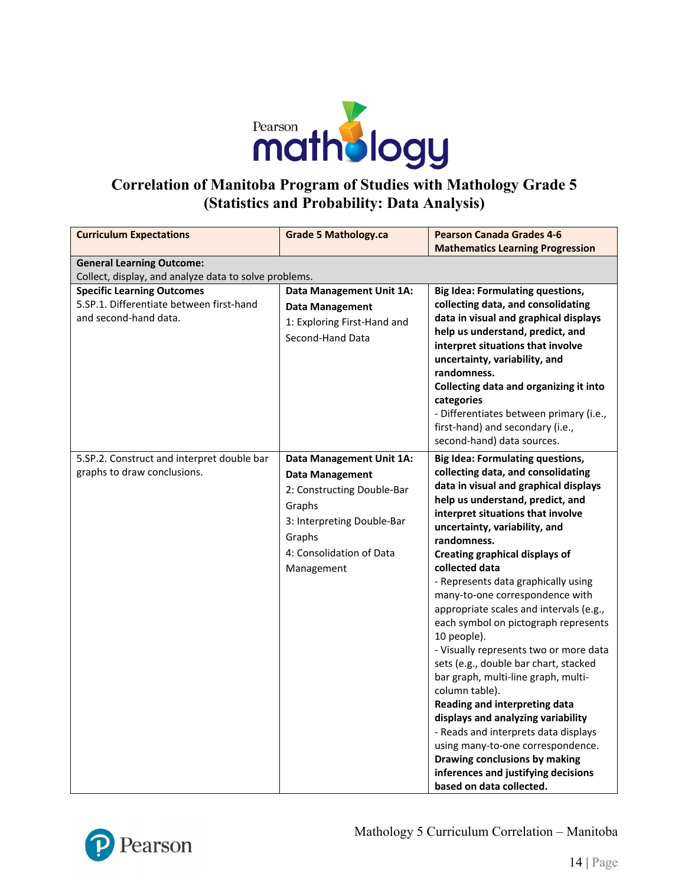# Correlation of Manitoba Program of Studies with Mathology Grade 5 (Statistics and Probability: Data Analysis)

| Curriculum Expectations | Grade 5 Mathology.ca | Pearson Canada Grades 4-6 Mathematics Learning Progression |
|---|---|---|
| **General Learning Outcome:**<br>Collect, display, and analyze data to solve problems. | | |
| **Specific Learning Outcomes**<br>5.SP.1. Differentiate between first-hand and second-hand data. | **Data Management Unit 1A: Data Management**<br>1: Exploring First-Hand and Second-Hand Data | **Big Idea: Formulating questions, collecting data, and consolidating data in visual and graphical displays help us understand, predict, and interpret situations that involve uncertainty, variability, and randomness.**<br>**Collecting data and organizing it into categories**<br>- Differentiates between primary (i.e., first-hand) and secondary (i.e., second-hand) data sources. |
| 5.SP.2. Construct and interpret double bar graphs to draw conclusions. | **Data Management Unit 1A: Data Management**<br>2: Constructing Double-Bar Graphs<br>3: Interpreting Double-Bar Graphs<br>4: Consolidation of Data Management | **Big Idea: Formulating questions, collecting data, and consolidating data in visual and graphical displays help us understand, predict, and interpret situations that involve uncertainty, variability, and randomness.**<br>**Creating graphical displays of collected data**<br>- Represents data graphically using many-to-one correspondence with appropriate scales and intervals (e.g., each symbol on pictograph represents 10 people).<br>- Visually represents two or more data sets (e.g., double bar chart, stacked bar graph, multi-line graph, multi-column table).<br>**Reading and interpreting data displays and analyzing variability**<br>- Reads and interprets data displays using many-to-one correspondence.<br>**Drawing conclusions by making inferences and justifying decisions based on data collected.** |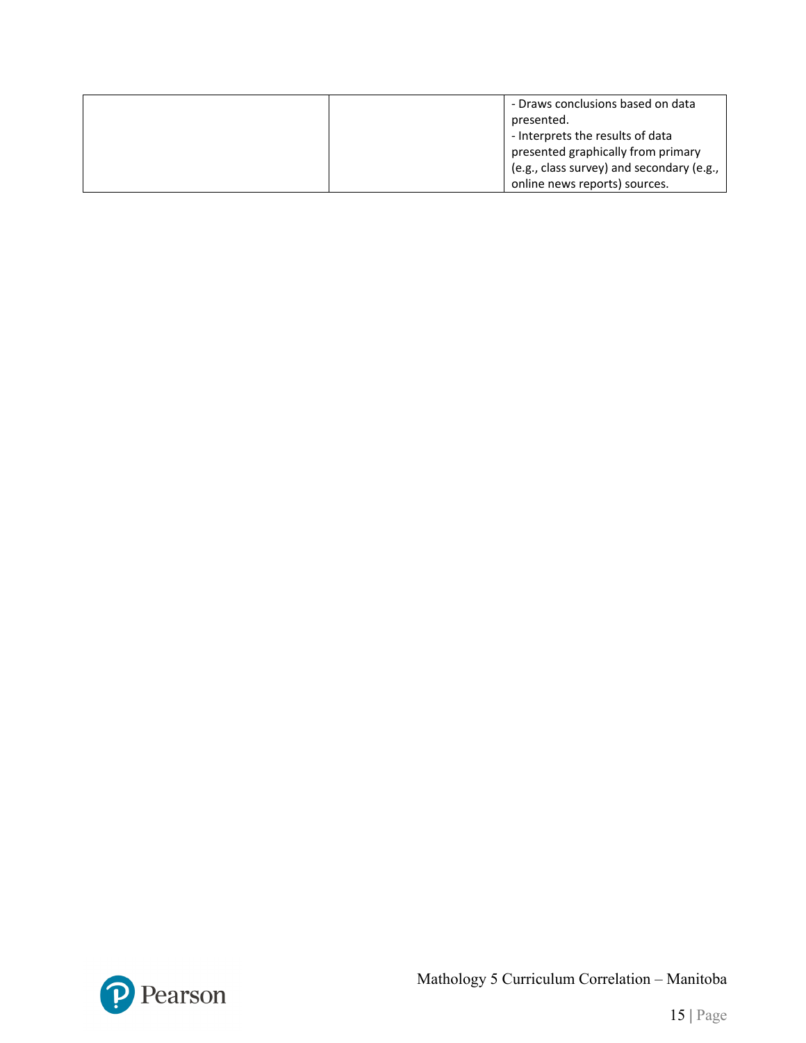| | | |
|---|---|---|
| | | - Draws conclusions based on data presented.<br>- Interprets the results of data presented graphically from primary (e.g., class survey) and secondary (e.g., online news reports) sources. |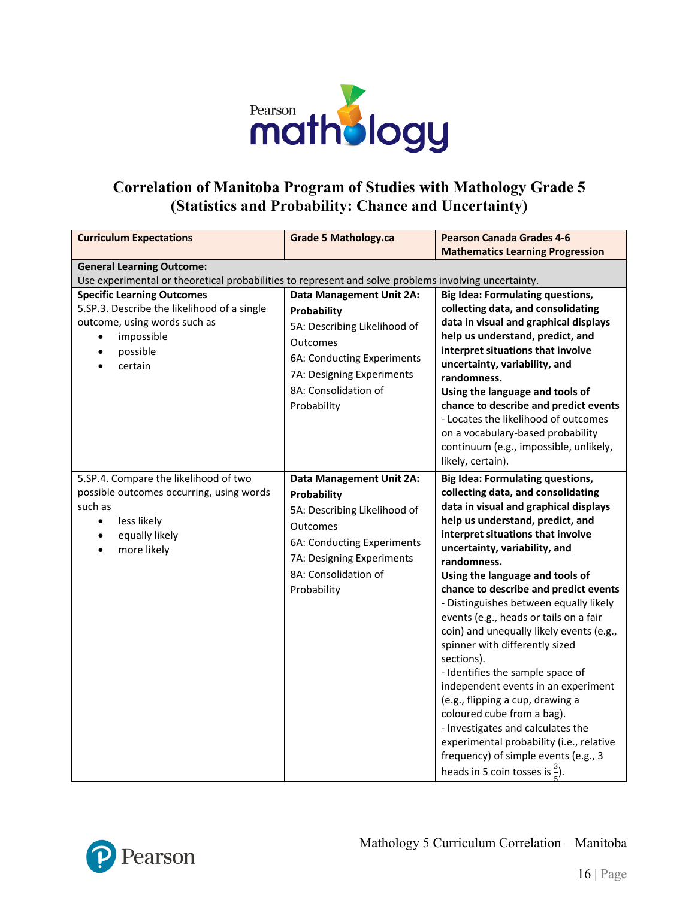# Correlation of Manitoba Program of Studies with Mathology Grade 5 (Statistics and Probability: Chance and Uncertainty)

| Curriculum Expectations | Grade 5 Mathology.ca | Pearson Canada Grades 4-6 Mathematics Learning Progression |
|---|---|---|
| **General Learning Outcome:** Use experimental or theoretical probabilities to represent and solve problems involving uncertainty. | | |
| **Specific Learning Outcomes**<br>5.SP.3. Describe the likelihood of a single outcome, using words such as<br>• impossible<br>• possible<br>• certain | **Data Management Unit 2A: Probability**<br>5A: Describing Likelihood of Outcomes<br>6A: Conducting Experiments<br>7A: Designing Experiments<br>8A: Consolidation of Probability | **Big Idea: Formulating questions, collecting data, and consolidating data in visual and graphical displays help us understand, predict, and interpret situations that involve uncertainty, variability, and randomness.**<br>**Using the language and tools of chance to describe and predict events**<br>- Locates the likelihood of outcomes on a vocabulary-based probability continuum (e.g., impossible, unlikely, likely, certain). |
| 5.SP.4. Compare the likelihood of two possible outcomes occurring, using words such as<br>• less likely<br>• equally likely<br>• more likely | **Data Management Unit 2A: Probability**<br>5A: Describing Likelihood of Outcomes<br>6A: Conducting Experiments<br>7A: Designing Experiments<br>8A: Consolidation of Probability | **Big Idea: Formulating questions, collecting data, and consolidating data in visual and graphical displays help us understand, predict, and interpret situations that involve uncertainty, variability, and randomness.**<br>**Using the language and tools of chance to describe and predict events**<br>- Distinguishes between equally likely events (e.g., heads or tails on a fair coin) and unequally likely events (e.g., spinner with differently sized sections).<br>- Identifies the sample space of independent events in an experiment (e.g., flipping a cup, drawing a coloured cube from a bag).<br>- Investigates and calculates the experimental probability (i.e., relative frequency) of simple events (e.g., 3 heads in 5 coin tosses is $\frac{3}{5}$). |